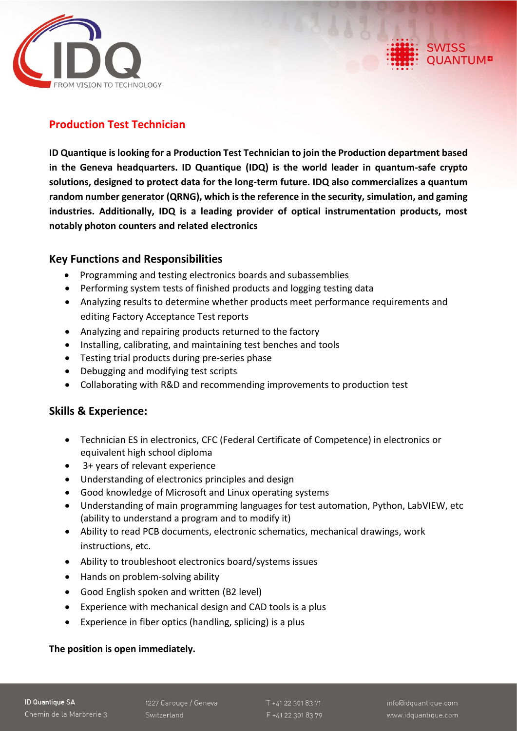## Production Test Technician

**ID Quantique is looking for a Production Test Technician to join the Production department based in the Geneva headquarters. ID Quantique (IDQ) is the world leader in quantum-safe crypto solutions, designed to protect data for the long-term future. IDQ also commercializes a quantum random number generator (QRNG), which is the reference in the security, simulation, and gaming industries. Additionally, IDQ is a leading provider of optical instrumentation products, most notably photon counters and related electronics**

### Key Functions and Responsibilities

- Programming and testing electronics boards and subassemblies
- Performing system tests of finished products and logging testing data
- Analyzing results to determine whether products meet performance requirements and editing Factory Acceptance Test reports
- Analyzing and repairing products returned to the factory
- Installing, calibrating, and maintaining test benches and tools
- Testing trial products during pre-series phase
- Debugging and modifying test scripts
- Collaborating with R&D and recommending improvements to production test

### Skills & Experience:

- Technician ES in electronics, CFC (Federal Certificate of Competence) in electronics or equivalent high school diploma
- 3+ years of relevant experience
- Understanding of electronics principles and design
- Good knowledge of Microsoft and Linux operating systems
- Understanding of main programming languages for test automation, Python, LabVIEW, etc (ability to understand a program and to modify it)
- Ability to read PCB documents, electronic schematics, mechanical drawings, work instructions, etc.
- Ability to troubleshoot electronics board/systems issues
- Hands on problem-solving ability
- Good English spoken and written (B2 level)
- Experience with mechanical design and CAD tools is a plus
- Experience in fiber optics (handling, splicing) is a plus

**The position is open immediately.**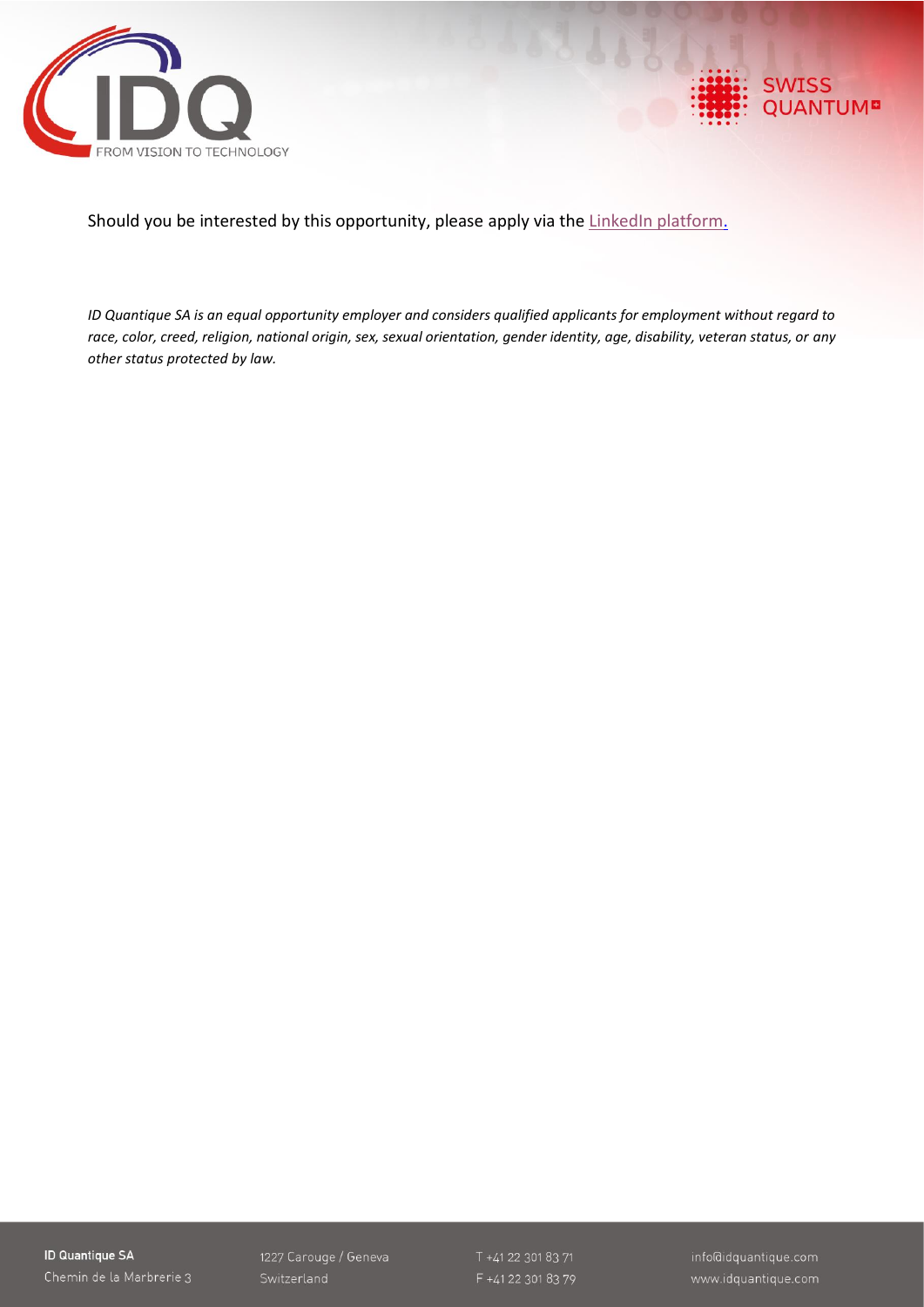Should you be interested by this opportunity, please apply via the LinkedIn platform.

*ID Quantique SA is an equal opportunity employer and considers qualified applicants for employment without regard to race, color, creed, religion, national origin, sex, sexual orientation, gender identity, age, disability, veteran status, or any other status protected by law.*